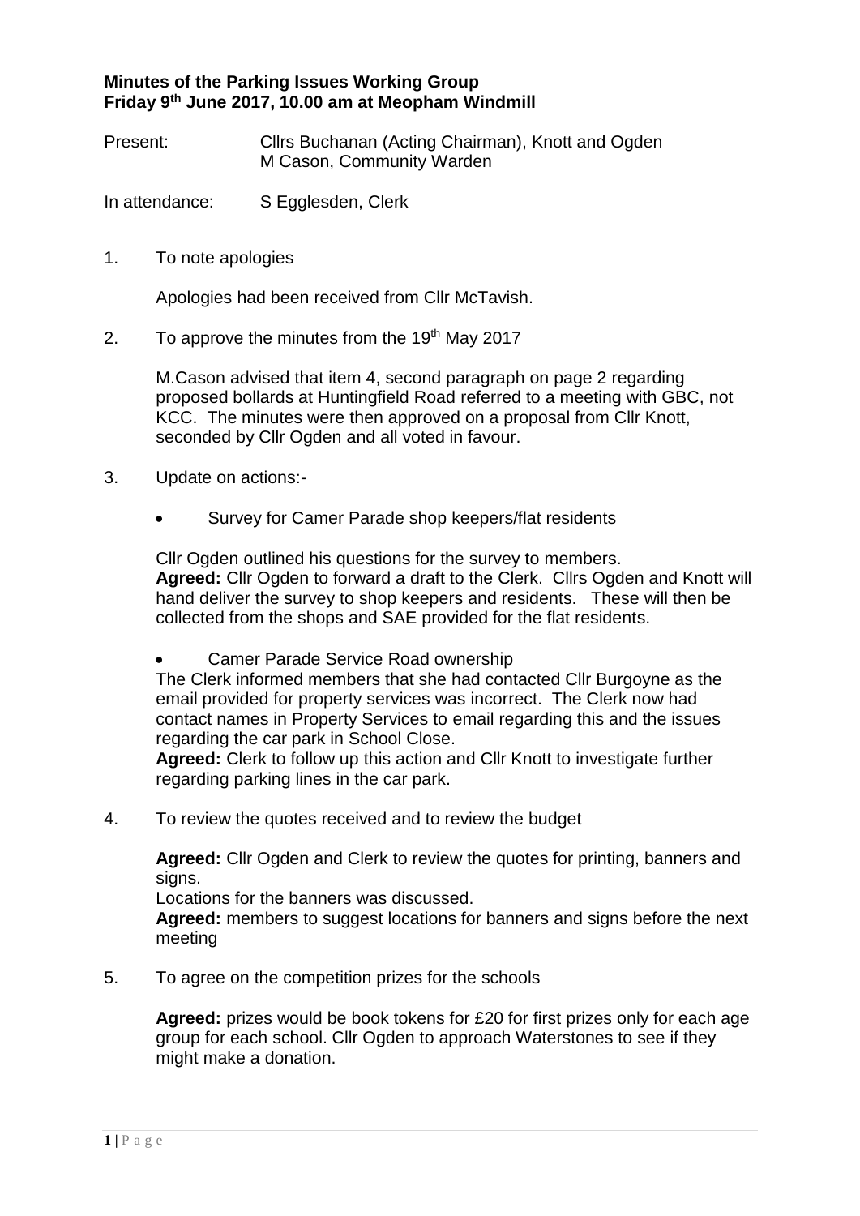**Minutes of the Parking Issues Working Group**
**Friday 9th June 2017, 10.00 am at Meopham Windmill**

Present: Cllrs Buchanan (Acting Chairman), Knott and Ogden
M Cason, Community Warden

In attendance: S Egglesden, Clerk

1. To note apologies

   Apologies had been received from Cllr McTavish.

2. To approve the minutes from the 19th May 2017

   M.Cason advised that item 4, second paragraph on page 2 regarding proposed bollards at Huntingfield Road referred to a meeting with GBC, not KCC. The minutes were then approved on a proposal from Cllr Knott, seconded by Cllr Ogden and all voted in favour.

3. Update on actions:-

   - Survey for Camer Parade shop keepers/flat residents

   Cllr Ogden outlined his questions for the survey to members.
   **Agreed:** Cllr Ogden to forward a draft to the Clerk. Cllrs Ogden and Knott will hand deliver the survey to shop keepers and residents. These will then be collected from the shops and SAE provided for the flat residents.

   - Camer Parade Service Road ownership

   The Clerk informed members that she had contacted Cllr Burgoyne as the email provided for property services was incorrect. The Clerk now had contact names in Property Services to email regarding this and the issues regarding the car park in School Close.
   **Agreed:** Clerk to follow up this action and Cllr Knott to investigate further regarding parking lines in the car park.

4. To review the quotes received and to review the budget

   **Agreed:** Cllr Ogden and Clerk to review the quotes for printing, banners and signs.
   Locations for the banners was discussed.
   **Agreed:** members to suggest locations for banners and signs before the next meeting

5. To agree on the competition prizes for the schools

   **Agreed:** prizes would be book tokens for £20 for first prizes only for each age group for each school. Cllr Ogden to approach Waterstones to see if they might make a donation.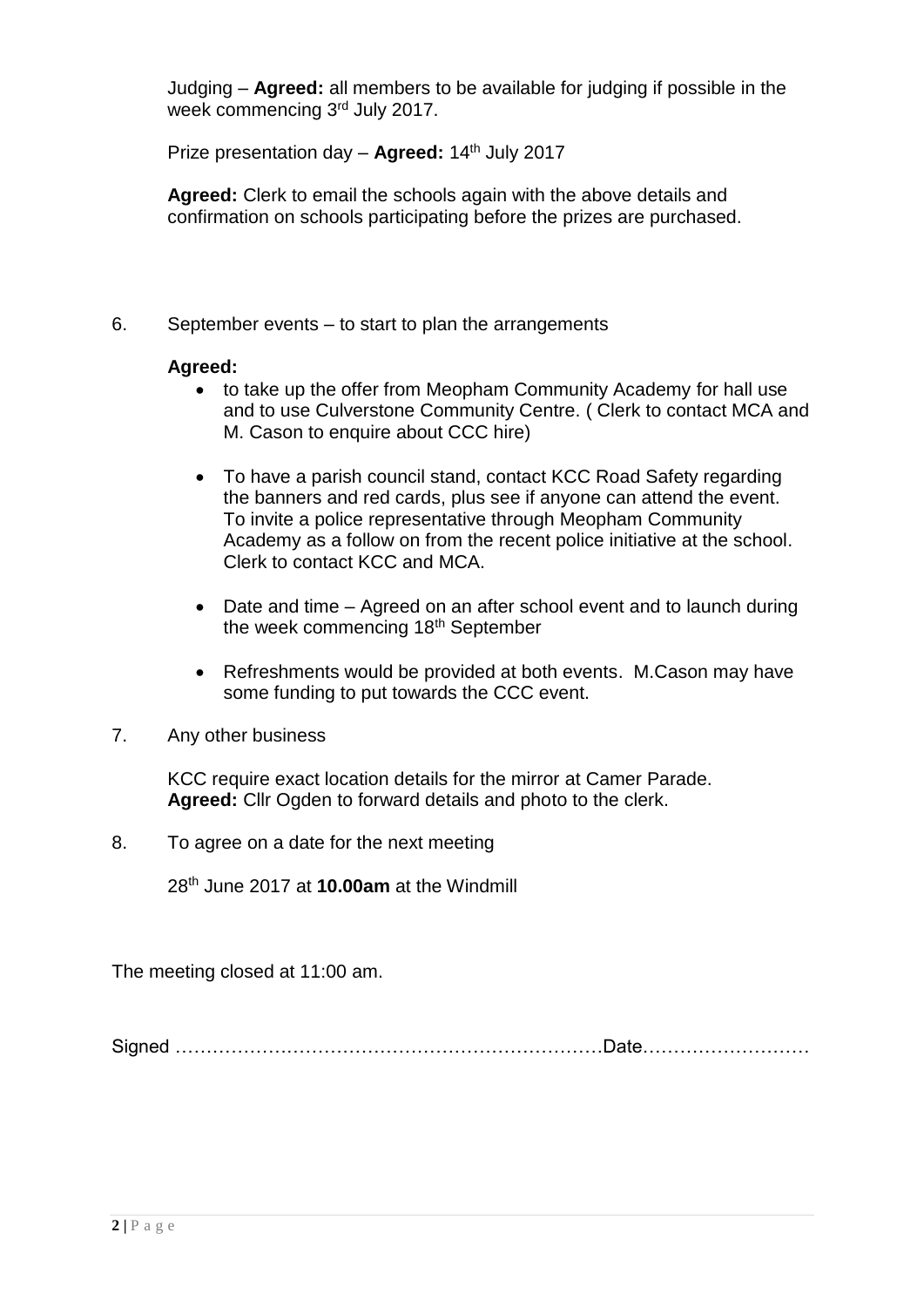Judging – **Agreed:** all members to be available for judging if possible in the week commencing 3rd July 2017.

Prize presentation day – **Agreed:** 14th July 2017

**Agreed:** Clerk to email the schools again with the above details and confirmation on schools participating before the prizes are purchased.

6. September events – to start to plan the arrangements

**Agreed:**

- to take up the offer from Meopham Community Academy for hall use and to use Culverstone Community Centre. ( Clerk to contact MCA and M. Cason to enquire about CCC hire)
- To have a parish council stand, contact KCC Road Safety regarding the banners and red cards, plus see if anyone can attend the event. To invite a police representative through Meopham Community Academy as a follow on from the recent police initiative at the school. Clerk to contact KCC and MCA.
- Date and time – Agreed on an after school event and to launch during the week commencing 18th September
- Refreshments would be provided at both events. M.Cason may have some funding to put towards the CCC event.

7. Any other business

KCC require exact location details for the mirror at Camer Parade.
**Agreed:** Cllr Ogden to forward details and photo to the clerk.

8. To agree on a date for the next meeting

28th June 2017 at **10.00am** at the Windmill

The meeting closed at 11:00 am.

Signed ……………………………………………………………Date………………………